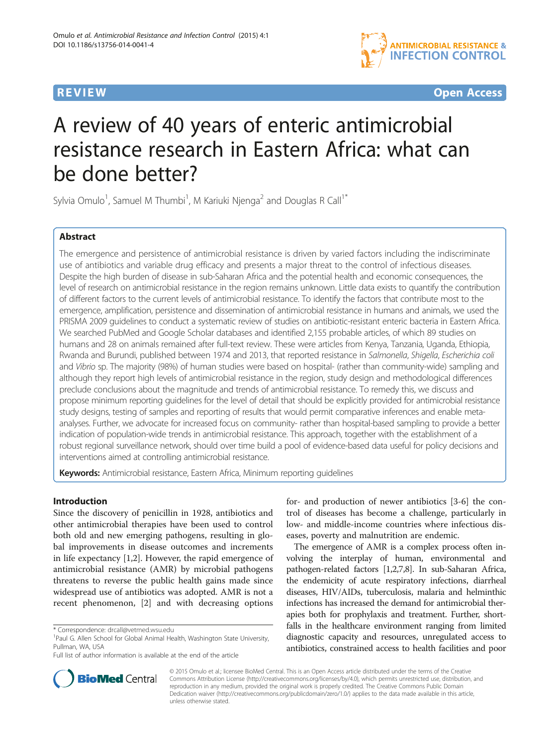**REVIEW** **Open Access**

# A review of 40 years of enteric antimicrobial resistance research in Eastern Africa: what can be done better?

Sylvia Omulo[1], Samuel M Thumbi[1], M Kariuki Njenga[2] and Douglas R Call[1*]

## Abstract

The emergence and persistence of antimicrobial resistance is driven by varied factors including the indiscriminate use of antibiotics and variable drug efficacy and presents a major threat to the control of infectious diseases. Despite the high burden of disease in sub-Saharan Africa and the potential health and economic consequences, the level of research on antimicrobial resistance in the region remains unknown. Little data exists to quantify the contribution of different factors to the current levels of antimicrobial resistance. To identify the factors that contribute most to the emergence, amplification, persistence and dissemination of antimicrobial resistance in humans and animals, we used the PRISMA 2009 guidelines to conduct a systematic review of studies on antibiotic-resistant enteric bacteria in Eastern Africa. We searched PubMed and Google Scholar databases and identified 2,155 probable articles, of which 89 studies on humans and 28 on animals remained after full-text review. These were articles from Kenya, Tanzania, Uganda, Ethiopia, Rwanda and Burundi, published between 1974 and 2013, that reported resistance in *Salmonella*, *Shigella*, *Escherichia coli* and *Vibrio* sp. The majority (98%) of human studies were based on hospital- (rather than community-wide) sampling and although they report high levels of antimicrobial resistance in the region, study design and methodological differences preclude conclusions about the magnitude and trends of antimicrobial resistance. To remedy this, we discuss and propose minimum reporting guidelines for the level of detail that should be explicitly provided for antimicrobial resistance study designs, testing of samples and reporting of results that would permit comparative inferences and enable meta-analyses. Further, we advocate for increased focus on community- rather than hospital-based sampling to provide a better indication of population-wide trends in antimicrobial resistance. This approach, together with the establishment of a robust regional surveillance network, should over time build a pool of evidence-based data useful for policy decisions and interventions aimed at controlling antimicrobial resistance.

**Keywords:** Antimicrobial resistance, Eastern Africa, Minimum reporting guidelines

## Introduction

Since the discovery of penicillin in 1928, antibiotics and other antimicrobial therapies have been used to control both old and new emerging pathogens, resulting in global improvements in disease outcomes and increments in life expectancy [1,2]. However, the rapid emergence of antimicrobial resistance (AMR) by microbial pathogens threatens to reverse the public health gains made since widespread use of antibiotics was adopted. AMR is not a recent phenomenon, [2] and with decreasing options for- and production of newer antibiotics [3-6] the control of diseases has become a challenge, particularly in low- and middle-income countries where infectious diseases, poverty and malnutrition are endemic.

The emergence of AMR is a complex process often involving the interplay of human, environmental and pathogen-related factors [1,2,7,8]. In sub-Saharan Africa, the endemicity of acute respiratory infections, diarrheal diseases, HIV/AIDs, tuberculosis, malaria and helminthic infections has increased the demand for antimicrobial therapies both for prophylaxis and treatment. Further, shortfalls in the healthcare environment ranging from limited diagnostic capacity and resources, unregulated access to antibiotics, constrained access to health facilities and poor

\* Correspondence: drcall@vetmed.wsu.edu
[1]Paul G. Allen School for Global Animal Health, Washington State University, Pullman, WA, USA
Full list of author information is available at the end of the article

© 2015 Omulo et al.; licensee BioMed Central. This is an Open Access article distributed under the terms of the Creative Commons Attribution License (http://creativecommons.org/licenses/by/4.0), which permits unrestricted use, distribution, and reproduction in any medium, provided the original work is properly credited. The Creative Commons Public Domain Dedication waiver (http://creativecommons.org/publicdomain/zero/1.0/) applies to the data made available in this article, unless otherwise stated.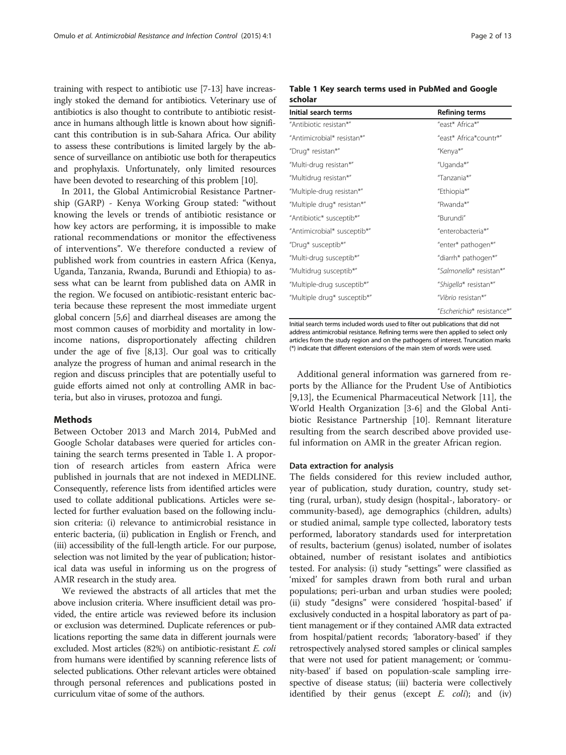training with respect to antibiotic use [7-13] have increasingly stoked the demand for antibiotics. Veterinary use of antibiotics is also thought to contribute to antibiotic resistance in humans although little is known about how significant this contribution is in sub-Sahara Africa. Our ability to assess these contributions is limited largely by the absence of surveillance on antibiotic use both for therapeutics and prophylaxis. Unfortunately, only limited resources have been devoted to researching of this problem [10].

In 2011, the Global Antimicrobial Resistance Partnership (GARP) - Kenya Working Group stated: "without knowing the levels or trends of antibiotic resistance or how key actors are performing, it is impossible to make rational recommendations or monitor the effectiveness of interventions". We therefore conducted a review of published work from countries in eastern Africa (Kenya, Uganda, Tanzania, Rwanda, Burundi and Ethiopia) to assess what can be learnt from published data on AMR in the region. We focused on antibiotic-resistant enteric bacteria because these represent the most immediate urgent global concern [5,6] and diarrheal diseases are among the most common causes of morbidity and mortality in low-income nations, disproportionately affecting children under the age of five [8,13]. Our goal was to critically analyze the progress of human and animal research in the region and discuss principles that are potentially useful to guide efforts aimed not only at controlling AMR in bacteria, but also in viruses, protozoa and fungi.

## Methods

Between October 2013 and March 2014, PubMed and Google Scholar databases were queried for articles containing the search terms presented in Table 1. A proportion of research articles from eastern Africa were published in journals that are not indexed in MEDLINE. Consequently, reference lists from identified articles were used to collate additional publications. Articles were selected for further evaluation based on the following inclusion criteria: (i) relevance to antimicrobial resistance in enteric bacteria, (ii) publication in English or French, and (iii) accessibility of the full-length article. For our purpose, selection was not limited by the year of publication; historical data was useful in informing us on the progress of AMR research in the study area.

We reviewed the abstracts of all articles that met the above inclusion criteria. Where insufficient detail was provided, the entire article was reviewed before its inclusion or exclusion was determined. Duplicate references or publications reporting the same data in different journals were excluded. Most articles (82%) on antibiotic-resistant *E. coli* from humans were identified by scanning reference lists of selected publications. Other relevant articles were obtained through personal references and publications posted in curriculum vitae of some of the authors.

**Table 1 Key search terms used in PubMed and Google scholar**

| Initial search terms | Refining terms |
|---|---|
| "Antibiotic resistan*" | "east* Africa*" |
| "Antimicrobial* resistan*" | "east* Africa*countr*" |
| "Drug* resistan*" | "Kenya*" |
| "Multi-drug resistan*" | "Uganda*" |
| "Multidrug resistan*" | "Tanzania*" |
| "Multiple-drug resistan*" | "Ethiopia*" |
| "Multiple drug* resistan*" | "Rwanda*" |
| "Antibiotic* susceptib*" | "Burundi" |
| "Antimicrobial* susceptib*" | "enterobacteria*" |
| "Drug* susceptib*" | "enter* pathogen*" |
| "Multi-drug susceptib*" | "diarrh* pathogen*" |
| "Multidrug susceptib*" | "*Salmonella** resistan*" |
| "Multiple-drug susceptib*" | "*Shigella** resistan*" |
| "Multiple drug* susceptib*" | "*Vibrio* resistan*" |
| | "*Escherichia** resistance*" |

Initial search terms included words used to filter out publications that did not address antimicrobial resistance. Refining terms were then applied to select only articles from the study region and on the pathogens of interest. Truncation marks (*) indicate that different extensions of the main stem of words were used.

Additional general information was garnered from reports by the Alliance for the Prudent Use of Antibiotics [9,13], the Ecumenical Pharmaceutical Network [11], the World Health Organization [3-6] and the Global Antibiotic Resistance Partnership [10]. Remnant literature resulting from the search described above provided useful information on AMR in the greater African region.

### Data extraction for analysis

The fields considered for this review included author, year of publication, study duration, country, study setting (rural, urban), study design (hospital-, laboratory- or community-based), age demographics (children, adults) or studied animal, sample type collected, laboratory tests performed, laboratory standards used for interpretation of results, bacterium (genus) isolated, number of isolates obtained, number of resistant isolates and antibiotics tested. For analysis: (i) study "settings" were classified as 'mixed' for samples drawn from both rural and urban populations; peri-urban and urban studies were pooled; (ii) study "designs" were considered 'hospital-based' if exclusively conducted in a hospital laboratory as part of patient management or if they contained AMR data extracted from hospital/patient records; 'laboratory-based' if they retrospectively analysed stored samples or clinical samples that were not used for patient management; or 'community-based' if based on population-scale sampling irrespective of disease status; (iii) bacteria were collectively identified by their genus (except *E. coli*); and (iv)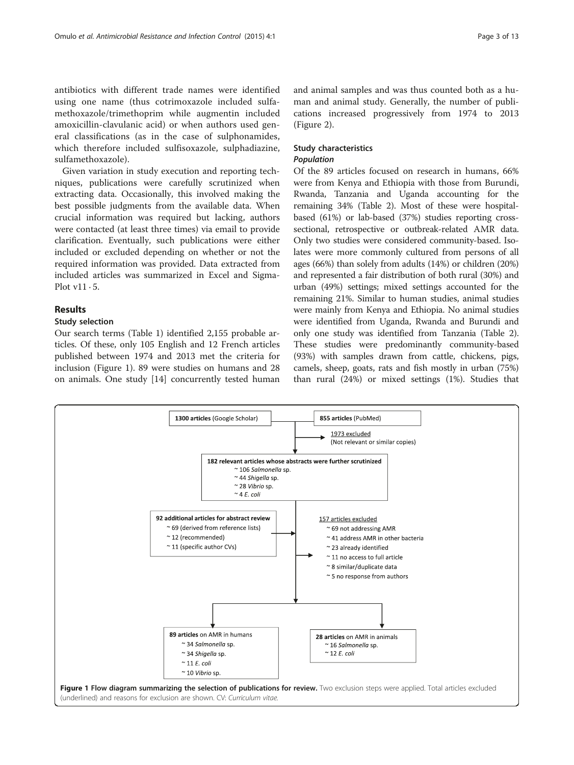antibiotics with different trade names were identified using one name (thus cotrimoxazole included sulfamethoxazole/trimethoprim while augmentin included amoxicillin-clavulanic acid) or when authors used general classifications (as in the case of sulphonamides, which therefore included sulfisoxazole, sulphadiazine, sulfamethoxazole).

Given variation in study execution and reporting techniques, publications were carefully scrutinized when extracting data. Occasionally, this involved making the best possible judgments from the available data. When crucial information was required but lacking, authors were contacted (at least three times) via email to provide clarification. Eventually, such publications were either included or excluded depending on whether or not the required information was provided. Data extracted from included articles was summarized in Excel and SigmaPlot v11 · 5.

## Results

### Study selection

Our search terms (Table 1) identified 2,155 probable articles. Of these, only 105 English and 12 French articles published between 1974 and 2013 met the criteria for inclusion (Figure 1). 89 were studies on humans and 28 on animals. One study [14] concurrently tested human and animal samples and was thus counted both as a human and animal study. Generally, the number of publications increased progressively from 1974 to 2013 (Figure 2).

### Study characteristics

#### *Population*

Of the 89 articles focused on research in humans, 66% were from Kenya and Ethiopia with those from Burundi, Rwanda, Tanzania and Uganda accounting for the remaining 34% (Table 2). Most of these were hospital-based (61%) or lab-based (37%) studies reporting cross-sectional, retrospective or outbreak-related AMR data. Only two studies were considered community-based. Isolates were more commonly cultured from persons of all ages (66%) than solely from adults (14%) or children (20%) and represented a fair distribution of both rural (30%) and urban (49%) settings; mixed settings accounted for the remaining 21%. Similar to human studies, animal studies were mainly from Kenya and Ethiopia. No animal studies were identified from Uganda, Rwanda and Burundi and only one study was identified from Tanzania (Table 2). These studies were predominantly community-based (93%) with samples drawn from cattle, chickens, pigs, camels, sheep, goats, rats and fish mostly in urban (75%) than rural (24%) or mixed settings (1%). Studies that

**1300 articles** (Google Scholar)

**855 articles** (PubMed)

1973 excluded
(Not relevant or similar copies)

**182 relevant articles whose abstracts were further scrutinized**
- ~ 106 *Salmonella* sp.
- ~ 44 *Shigella* sp.
- ~ 28 *Vibrio* sp.
- ~ 4 *E. coli*

**92 additional articles for abstract review**
- ~ 69 (derived from reference lists)
- ~ 12 (recommended)
- ~ 11 (specific author CVs)

157 articles excluded
- ~ 69 not addressing AMR
- ~ 41 address AMR in other bacteria
- ~ 23 already identified
- ~ 11 no access to full article
- ~ 8 similar/duplicate data
- ~ 5 no response from authors

**89 articles** on AMR in humans
- ~ 34 *Salmonella* sp.
- ~ 34 *Shigella* sp.
- ~ 11 *E. coli*
- ~ 10 *Vibrio* sp.

**28 articles** on AMR in animals
- ~ 16 *Salmonella* sp.
- ~ 12 *E. coli*

**Figure 1 Flow diagram summarizing the selection of publications for review.** Two exclusion steps were applied. Total articles excluded (underlined) and reasons for exclusion are shown. CV: *Curriculum vitae.*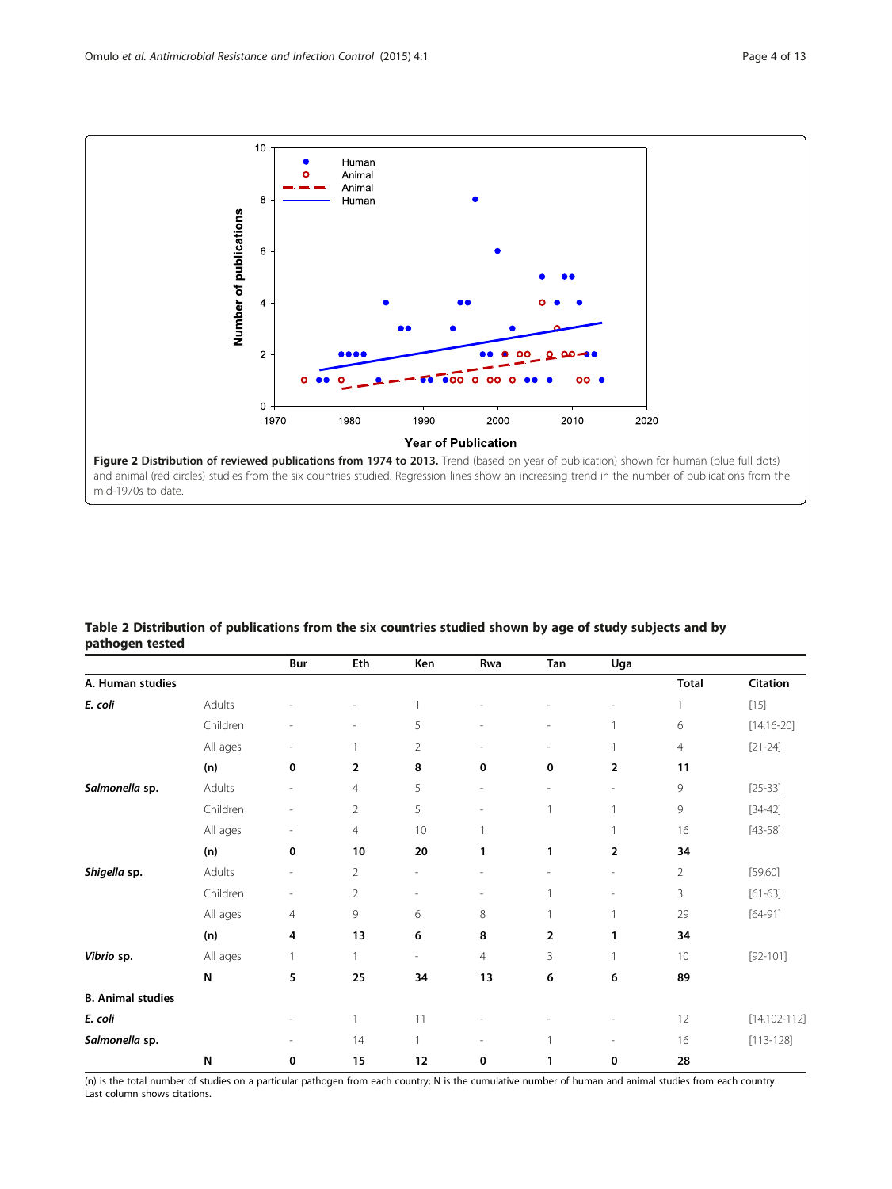**Figure 2 Distribution of reviewed publications from 1974 to 2013.** Trend (based on year of publication) shown for human (blue full dots) and animal (red circles) studies from the six countries studied. Regression lines show an increasing trend in the number of publications from the mid-1970s to date.

**Table 2 Distribution of publications from the six countries studied shown by age of study subjects and by pathogen tested**

| | | Bur | Eth | Ken | Rwa | Tan | Uga | Total | Citation |
|---|---|---|---|---|---|---|---|---|---|
| **A. Human studies** | | | | | | | | | |
| ***E. coli*** | Adults | - | - | 1 | - | - | - | 1 | [15] |
| | Children | - | - | 5 | - | - | 1 | 6 | [14,16-20] |
| | All ages | - | 1 | 2 | - | - | 1 | 4 | [21-24] |
| | **(n)** | **0** | **2** | **8** | **0** | **0** | **2** | **11** | |
| ***Salmonella* sp.** | Adults | - | 4 | 5 | - | - | - | 9 | [25-33] |
| | Children | - | 2 | 5 | - | 1 | 1 | 9 | [34-42] |
| | All ages | - | 4 | 10 | 1 | | 1 | 16 | [43-58] |
| | **(n)** | **0** | **10** | **20** | **1** | **1** | **2** | **34** | |
| ***Shigella* sp.** | Adults | - | 2 | - | - | - | - | 2 | [59,60] |
| | Children | - | 2 | - | - | 1 | - | 3 | [61-63] |
| | All ages | 4 | 9 | 6 | 8 | 1 | 1 | 29 | [64-91] |
| | **(n)** | **4** | **13** | **6** | **8** | **2** | **1** | **34** | |
| ***Vibrio* sp.** | All ages | 1 | 1 | - | 4 | 3 | 1 | 10 | [92-101] |
| | **N** | **5** | **25** | **34** | **13** | **6** | **6** | **89** | |
| **B. Animal studies** | | | | | | | | | |
| ***E. coli*** | | - | 1 | 11 | - | - | - | 12 | [14,102-112] |
| ***Salmonella* sp.** | | - | 14 | 1 | - | 1 | - | 16 | [113-128] |
| | **N** | **0** | **15** | **12** | **0** | **1** | **0** | **28** | |

(n) is the total number of studies on a particular pathogen from each country; N is the cumulative number of human and animal studies from each country. Last column shows citations.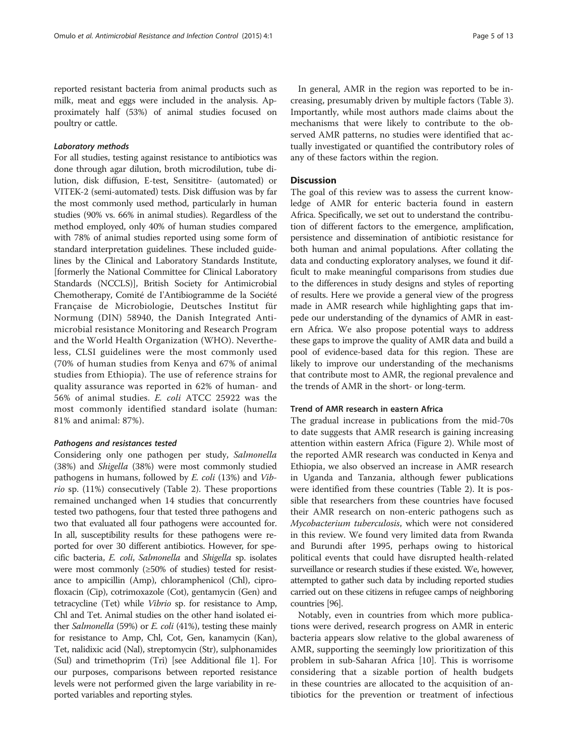reported resistant bacteria from animal products such as milk, meat and eggs were included in the analysis. Approximately half (53%) of animal studies focused on poultry or cattle.

#### *Laboratory methods*

For all studies, testing against resistance to antibiotics was done through agar dilution, broth microdilution, tube dilution, disk diffusion, E-test, Sensititre- (automated) or VITEK-2 (semi-automated) tests. Disk diffusion was by far the most commonly used method, particularly in human studies (90% vs. 66% in animal studies). Regardless of the method employed, only 40% of human studies compared with 78% of animal studies reported using some form of standard interpretation guidelines. These included guidelines by the Clinical and Laboratory Standards Institute, [formerly the National Committee for Clinical Laboratory Standards (NCCLS)], British Society for Antimicrobial Chemotherapy, Comité de I'Antibiogramme de la Société Française de Microbiologie, Deutsches Institut für Normung (DIN) 58940, the Danish Integrated Antimicrobial resistance Monitoring and Research Program and the World Health Organization (WHO). Nevertheless, CLSI guidelines were the most commonly used (70% of human studies from Kenya and 67% of animal studies from Ethiopia). The use of reference strains for quality assurance was reported in 62% of human- and 56% of animal studies. *E. coli* ATCC 25922 was the most commonly identified standard isolate (human: 81% and animal: 87%).

#### *Pathogens and resistances tested*

Considering only one pathogen per study, *Salmonella* (38%) and *Shigella* (38%) were most commonly studied pathogens in humans, followed by *E. coli* (13%) and *Vibrio* sp. (11%) consecutively (Table 2). These proportions remained unchanged when 14 studies that concurrently tested two pathogens, four that tested three pathogens and two that evaluated all four pathogens were accounted for. In all, susceptibility results for these pathogens were reported for over 30 different antibiotics. However, for specific bacteria, *E. coli*, *Salmonella* and *Shigella* sp. isolates were most commonly (≥50% of studies) tested for resistance to ampicillin (Amp), chloramphenicol (Chl), ciprofloxacin (Cip), cotrimoxazole (Cot), gentamycin (Gen) and tetracycline (Tet) while *Vibrio* sp. for resistance to Amp, Chl and Tet. Animal studies on the other hand isolated either *Salmonella* (59%) or *E. coli* (41%), testing these mainly for resistance to Amp, Chl, Cot, Gen, kanamycin (Kan), Tet, nalidixic acid (Nal), streptomycin (Str), sulphonamides (Sul) and trimethoprim (Tri) [see Additional file 1]. For our purposes, comparisons between reported resistance levels were not performed given the large variability in reported variables and reporting styles.

In general, AMR in the region was reported to be increasing, presumably driven by multiple factors (Table 3). Importantly, while most authors made claims about the mechanisms that were likely to contribute to the observed AMR patterns, no studies were identified that actually investigated or quantified the contributory roles of any of these factors within the region.

## Discussion

The goal of this review was to assess the current knowledge of AMR for enteric bacteria found in eastern Africa. Specifically, we set out to understand the contribution of different factors to the emergence, amplification, persistence and dissemination of antibiotic resistance for both human and animal populations. After collating the data and conducting exploratory analyses, we found it difficult to make meaningful comparisons from studies due to the differences in study designs and styles of reporting of results. Here we provide a general view of the progress made in AMR research while highlighting gaps that impede our understanding of the dynamics of AMR in eastern Africa. We also propose potential ways to address these gaps to improve the quality of AMR data and build a pool of evidence-based data for this region. These are likely to improve our understanding of the mechanisms that contribute most to AMR, the regional prevalence and the trends of AMR in the short- or long-term.

### Trend of AMR research in eastern Africa

The gradual increase in publications from the mid-70s to date suggests that AMR research is gaining increasing attention within eastern Africa (Figure 2). While most of the reported AMR research was conducted in Kenya and Ethiopia, we also observed an increase in AMR research in Uganda and Tanzania, although fewer publications were identified from these countries (Table 2). It is possible that researchers from these countries have focused their AMR research on non-enteric pathogens such as *Mycobacterium tuberculosis*, which were not considered in this review. We found very limited data from Rwanda and Burundi after 1995, perhaps owing to historical political events that could have disrupted health-related surveillance or research studies if these existed. We, however, attempted to gather such data by including reported studies carried out on these citizens in refugee camps of neighboring countries [96].

Notably, even in countries from which more publications were derived, research progress on AMR in enteric bacteria appears slow relative to the global awareness of AMR, supporting the seemingly low prioritization of this problem in sub-Saharan Africa [10]. This is worrisome considering that a sizable portion of health budgets in these countries are allocated to the acquisition of antibiotics for the prevention or treatment of infectious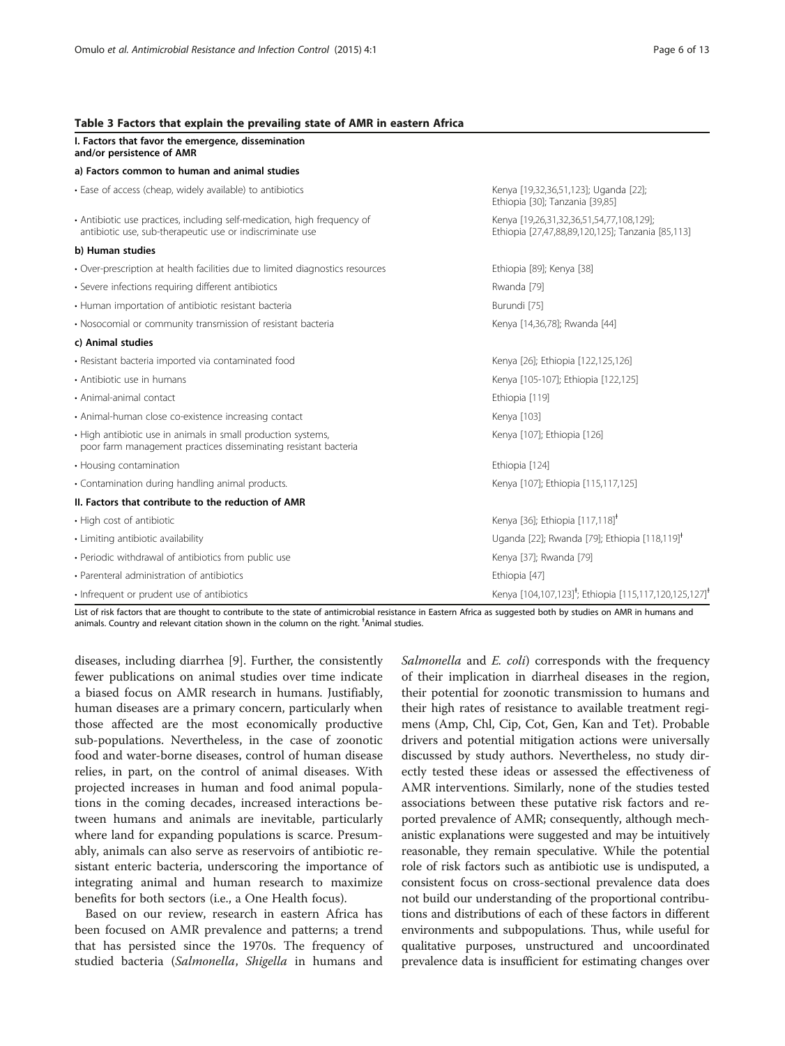**Table 3 Factors that explain the prevailing state of AMR in eastern Africa**

| I. Factors that favor the emergence, dissemination and/or persistence of AMR | |
|---|---|
| **a) Factors common to human and animal studies** | |
| • Ease of access (cheap, widely available) to antibiotics | Kenya [19,32,36,51,123]; Uganda [22]; Ethiopia [30]; Tanzania [39,85] |
| • Antibiotic use practices, including self-medication, high frequency of antibiotic use, sub-therapeutic use or indiscriminate use | Kenya [19,26,31,32,36,51,54,77,108,129]; Ethiopia [27,47,88,89,120,125]; Tanzania [85,113] |
| **b) Human studies** | |
| • Over-prescription at health facilities due to limited diagnostics resources | Ethiopia [89]; Kenya [38] |
| • Severe infections requiring different antibiotics | Rwanda [79] |
| • Human importation of antibiotic resistant bacteria | Burundi [75] |
| • Nosocomial or community transmission of resistant bacteria | Kenya [14,36,78]; Rwanda [44] |
| **c) Animal studies** | |
| • Resistant bacteria imported via contaminated food | Kenya [26]; Ethiopia [122,125,126] |
| • Antibiotic use in humans | Kenya [105-107]; Ethiopia [122,125] |
| • Animal-animal contact | Ethiopia [119] |
| • Animal-human close co-existence increasing contact | Kenya [103] |
| • High antibiotic use in animals in small production systems, poor farm management practices disseminating resistant bacteria | Kenya [107]; Ethiopia [126] |
| • Housing contamination | Ethiopia [124] |
| • Contamination during handling animal products. | Kenya [107]; Ethiopia [115,117,125] |
| **II. Factors that contribute to the reduction of AMR** | |
| • High cost of antibiotic | Kenya [36]; Ethiopia [117,118][‡] |
| • Limiting antibiotic availability | Uganda [22]; Rwanda [79]; Ethiopia [118,119][‡] |
| • Periodic withdrawal of antibiotics from public use | Kenya [37]; Rwanda [79] |
| • Parenteral administration of antibiotics | Ethiopia [47] |
| • Infrequent or prudent use of antibiotics | Kenya [104,107,123][‡]; Ethiopia [115,117,120,125,127][‡] |

List of risk factors that are thought to contribute to the state of antimicrobial resistance in Eastern Africa as suggested both by studies on AMR in humans and animals. Country and relevant citation shown in the column on the right. [‡]Animal studies.

diseases, including diarrhea [9]. Further, the consistently fewer publications on animal studies over time indicate a biased focus on AMR research in humans. Justifiably, human diseases are a primary concern, particularly when those affected are the most economically productive sub-populations. Nevertheless, in the case of zoonotic food and water-borne diseases, control of human disease relies, in part, on the control of animal diseases. With projected increases in human and food animal populations in the coming decades, increased interactions between humans and animals are inevitable, particularly where land for expanding populations is scarce. Presumably, animals can also serve as reservoirs of antibiotic resistant enteric bacteria, underscoring the importance of integrating animal and human research to maximize benefits for both sectors (i.e., a One Health focus).

Based on our review, research in eastern Africa has been focused on AMR prevalence and patterns; a trend that has persisted since the 1970s. The frequency of studied bacteria (*Salmonella*, *Shigella* in humans and *Salmonella* and *E. coli*) corresponds with the frequency of their implication in diarrheal diseases in the region, their potential for zoonotic transmission to humans and their high rates of resistance to available treatment regimens (Amp, Chl, Cip, Cot, Gen, Kan and Tet). Probable drivers and potential mitigation actions were universally discussed by study authors. Nevertheless, no study directly tested these ideas or assessed the effectiveness of AMR interventions. Similarly, none of the studies tested associations between these putative risk factors and reported prevalence of AMR; consequently, although mechanistic explanations were suggested and may be intuitively reasonable, they remain speculative. While the potential role of risk factors such as antibiotic use is undisputed, a consistent focus on cross-sectional prevalence data does not build our understanding of the proportional contributions and distributions of each of these factors in different environments and subpopulations. Thus, while useful for qualitative purposes, unstructured and uncoordinated prevalence data is insufficient for estimating changes over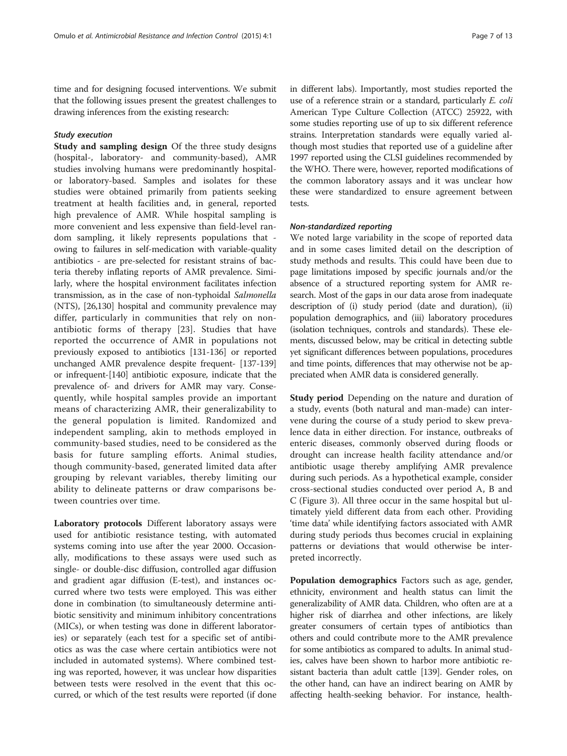time and for designing focused interventions. We submit that the following issues present the greatest challenges to drawing inferences from the existing research:

### *Study execution*

**Study and sampling design** Of the three study designs (hospital-, laboratory- and community-based), AMR studies involving humans were predominantly hospital- or laboratory-based. Samples and isolates for these studies were obtained primarily from patients seeking treatment at health facilities and, in general, reported high prevalence of AMR. While hospital sampling is more convenient and less expensive than field-level random sampling, it likely represents populations that - owing to failures in self-medication with variable-quality antibiotics - are pre-selected for resistant strains of bacteria thereby inflating reports of AMR prevalence. Similarly, where the hospital environment facilitates infection transmission, as in the case of non-typhoidal *Salmonella* (NTS), [26,130] hospital and community prevalence may differ, particularly in communities that rely on non-antibiotic forms of therapy [23]. Studies that have reported the occurrence of AMR in populations not previously exposed to antibiotics [131-136] or reported unchanged AMR prevalence despite frequent- [137-139] or infrequent-[140] antibiotic exposure, indicate that the prevalence of- and drivers for AMR may vary. Consequently, while hospital samples provide an important means of characterizing AMR, their generalizability to the general population is limited. Randomized and independent sampling, akin to methods employed in community-based studies, need to be considered as the basis for future sampling efforts. Animal studies, though community-based, generated limited data after grouping by relevant variables, thereby limiting our ability to delineate patterns or draw comparisons between countries over time.

**Laboratory protocols** Different laboratory assays were used for antibiotic resistance testing, with automated systems coming into use after the year 2000. Occasionally, modifications to these assays were used such as single- or double-disc diffusion, controlled agar diffusion and gradient agar diffusion (E-test), and instances occurred where two tests were employed. This was either done in combination (to simultaneously determine antibiotic sensitivity and minimum inhibitory concentrations (MICs), or when testing was done in different laboratories) or separately (each test for a specific set of antibiotics as was the case where certain antibiotics were not included in automated systems). Where combined testing was reported, however, it was unclear how disparities between tests were resolved in the event that this occurred, or which of the test results were reported (if done in different labs). Importantly, most studies reported the use of a reference strain or a standard, particularly *E. coli* American Type Culture Collection (ATCC) 25922, with some studies reporting use of up to six different reference strains. Interpretation standards were equally varied although most studies that reported use of a guideline after 1997 reported using the CLSI guidelines recommended by the WHO. There were, however, reported modifications of the common laboratory assays and it was unclear how these were standardized to ensure agreement between tests.

### *Non-standardized reporting*

We noted large variability in the scope of reported data and in some cases limited detail on the description of study methods and results. This could have been due to page limitations imposed by specific journals and/or the absence of a structured reporting system for AMR research. Most of the gaps in our data arose from inadequate description of (i) study period (date and duration), (ii) population demographics, and (iii) laboratory procedures (isolation techniques, controls and standards). These elements, discussed below, may be critical in detecting subtle yet significant differences between populations, procedures and time points, differences that may otherwise not be appreciated when AMR data is considered generally.

**Study period** Depending on the nature and duration of a study, events (both natural and man-made) can intervene during the course of a study period to skew prevalence data in either direction. For instance, outbreaks of enteric diseases, commonly observed during floods or drought can increase health facility attendance and/or antibiotic usage thereby amplifying AMR prevalence during such periods. As a hypothetical example, consider cross-sectional studies conducted over period A, B and C (Figure 3). All three occur in the same hospital but ultimately yield different data from each other. Providing 'time data' while identifying factors associated with AMR during study periods thus becomes crucial in explaining patterns or deviations that would otherwise be interpreted incorrectly.

**Population demographics** Factors such as age, gender, ethnicity, environment and health status can limit the generalizability of AMR data. Children, who often are at a higher risk of diarrhea and other infections, are likely greater consumers of certain types of antibiotics than others and could contribute more to the AMR prevalence for some antibiotics as compared to adults. In animal studies, calves have been shown to harbor more antibiotic resistant bacteria than adult cattle [139]. Gender roles, on the other hand, can have an indirect bearing on AMR by affecting health-seeking behavior. For instance, health-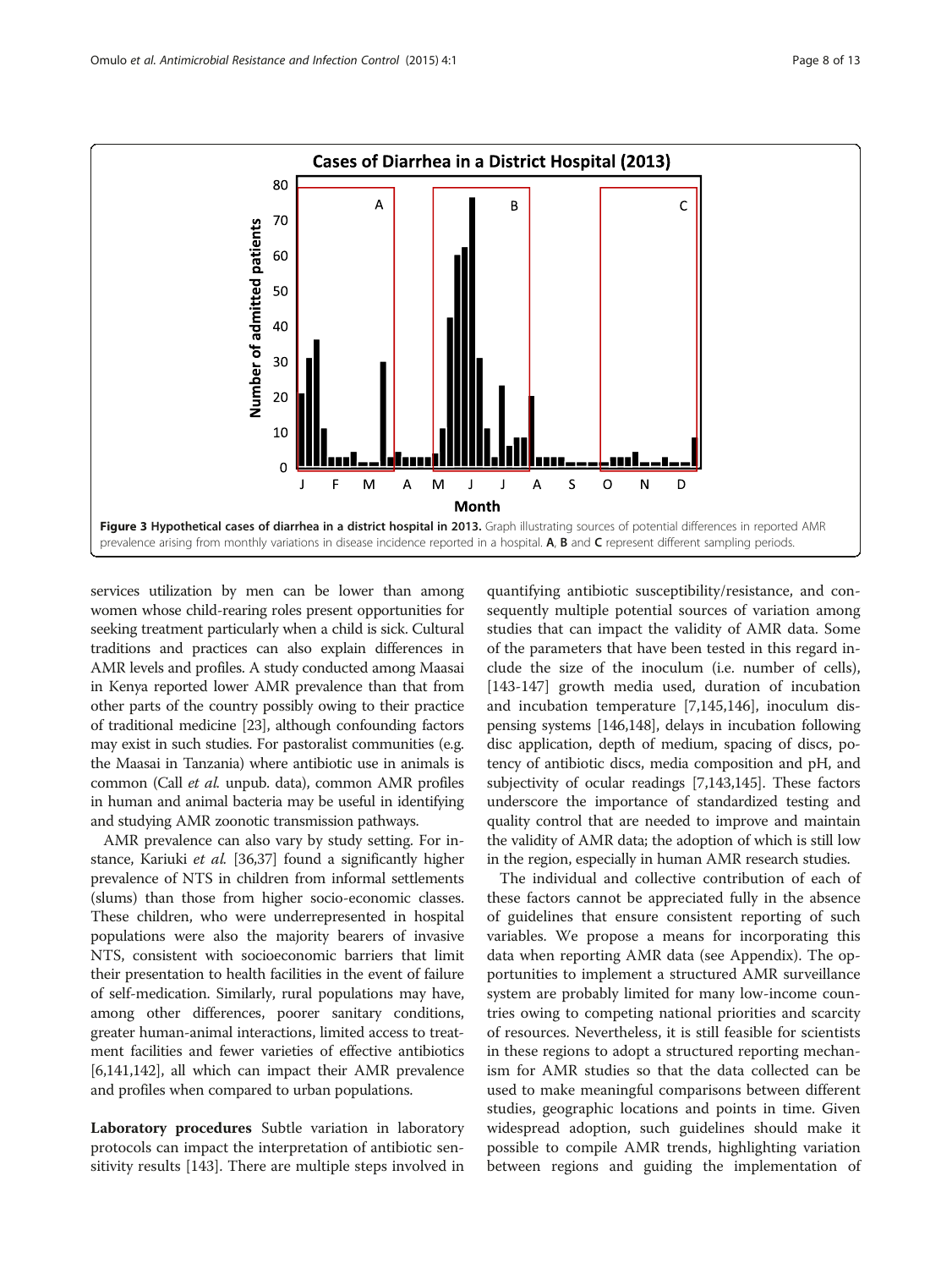**Figure 3 Hypothetical cases of diarrhea in a district hospital in 2013.** Graph illustrating sources of potential differences in reported AMR prevalence arising from monthly variations in disease incidence reported in a hospital. **A**, **B** and **C** represent different sampling periods.

services utilization by men can be lower than among women whose child-rearing roles present opportunities for seeking treatment particularly when a child is sick. Cultural traditions and practices can also explain differences in AMR levels and profiles. A study conducted among Maasai in Kenya reported lower AMR prevalence than that from other parts of the country possibly owing to their practice of traditional medicine [23], although confounding factors may exist in such studies. For pastoralist communities (e.g. the Maasai in Tanzania) where antibiotic use in animals is common (Call *et al.* unpub. data), common AMR profiles in human and animal bacteria may be useful in identifying and studying AMR zoonotic transmission pathways.

AMR prevalence can also vary by study setting. For instance, Kariuki *et al.* [36,37] found a significantly higher prevalence of NTS in children from informal settlements (slums) than those from higher socio-economic classes. These children, who were underrepresented in hospital populations were also the majority bearers of invasive NTS, consistent with socioeconomic barriers that limit their presentation to health facilities in the event of failure of self-medication. Similarly, rural populations may have, among other differences, poorer sanitary conditions, greater human-animal interactions, limited access to treatment facilities and fewer varieties of effective antibiotics [6,141,142], all which can impact their AMR prevalence and profiles when compared to urban populations.

**Laboratory procedures** Subtle variation in laboratory protocols can impact the interpretation of antibiotic sensitivity results [143]. There are multiple steps involved in quantifying antibiotic susceptibility/resistance, and consequently multiple potential sources of variation among studies that can impact the validity of AMR data. Some of the parameters that have been tested in this regard include the size of the inoculum (i.e. number of cells), [143-147] growth media used, duration of incubation and incubation temperature [7,145,146], inoculum dispensing systems [146,148], delays in incubation following disc application, depth of medium, spacing of discs, potency of antibiotic discs, media composition and pH, and subjectivity of ocular readings [7,143,145]. These factors underscore the importance of standardized testing and quality control that are needed to improve and maintain the validity of AMR data; the adoption of which is still low in the region, especially in human AMR research studies.

The individual and collective contribution of each of these factors cannot be appreciated fully in the absence of guidelines that ensure consistent reporting of such variables. We propose a means for incorporating this data when reporting AMR data (see Appendix). The opportunities to implement a structured AMR surveillance system are probably limited for many low-income countries owing to competing national priorities and scarcity of resources. Nevertheless, it is still feasible for scientists in these regions to adopt a structured reporting mechanism for AMR studies so that the data collected can be used to make meaningful comparisons between different studies, geographic locations and points in time. Given widespread adoption, such guidelines should make it possible to compile AMR trends, highlighting variation between regions and guiding the implementation of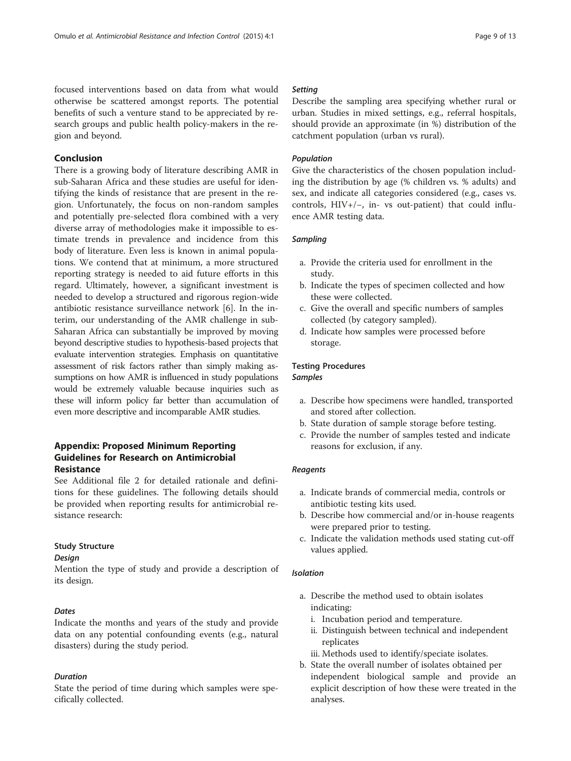focused interventions based on data from what would otherwise be scattered amongst reports. The potential benefits of such a venture stand to be appreciated by research groups and public health policy-makers in the region and beyond.

## Conclusion

There is a growing body of literature describing AMR in sub-Saharan Africa and these studies are useful for identifying the kinds of resistance that are present in the region. Unfortunately, the focus on non-random samples and potentially pre-selected flora combined with a very diverse array of methodologies make it impossible to estimate trends in prevalence and incidence from this body of literature. Even less is known in animal populations. We contend that at minimum, a more structured reporting strategy is needed to aid future efforts in this regard. Ultimately, however, a significant investment is needed to develop a structured and rigorous region-wide antibiotic resistance surveillance network [6]. In the interim, our understanding of the AMR challenge in sub-Saharan Africa can substantially be improved by moving beyond descriptive studies to hypothesis-based projects that evaluate intervention strategies. Emphasis on quantitative assessment of risk factors rather than simply making assumptions on how AMR is influenced in study populations would be extremely valuable because inquiries such as these will inform policy far better than accumulation of even more descriptive and incomparable AMR studies.

## Appendix: Proposed Minimum Reporting Guidelines for Research on Antimicrobial Resistance

See Additional file 2 for detailed rationale and definitions for these guidelines. The following details should be provided when reporting results for antimicrobial resistance research:

### Study Structure

#### *Design*

Mention the type of study and provide a description of its design.

#### *Dates*

Indicate the months and years of the study and provide data on any potential confounding events (e.g., natural disasters) during the study period.

#### *Duration*

State the period of time during which samples were specifically collected.

#### *Setting*

Describe the sampling area specifying whether rural or urban. Studies in mixed settings, e.g., referral hospitals, should provide an approximate (in %) distribution of the catchment population (urban vs rural).

#### *Population*

Give the characteristics of the chosen population including the distribution by age (% children vs. % adults) and sex, and indicate all categories considered (e.g., cases vs. controls, HIV+/−, in- vs out-patient) that could influence AMR testing data.

#### *Sampling*

a. Provide the criteria used for enrollment in the study.
b. Indicate the types of specimen collected and how these were collected.
c. Give the overall and specific numbers of samples collected (by category sampled).
d. Indicate how samples were processed before storage.

### Testing Procedures

#### *Samples*

a. Describe how specimens were handled, transported and stored after collection.
b. State duration of sample storage before testing.
c. Provide the number of samples tested and indicate reasons for exclusion, if any.

#### *Reagents*

a. Indicate brands of commercial media, controls or antibiotic testing kits used.
b. Describe how commercial and/or in-house reagents were prepared prior to testing.
c. Indicate the validation methods used stating cut-off values applied.

#### *Isolation*

a. Describe the method used to obtain isolates indicating:
   i. Incubation period and temperature.
   ii. Distinguish between technical and independent replicates
   iii. Methods used to identify/speciate isolates.
b. State the overall number of isolates obtained per independent biological sample and provide an explicit description of how these were treated in the analyses.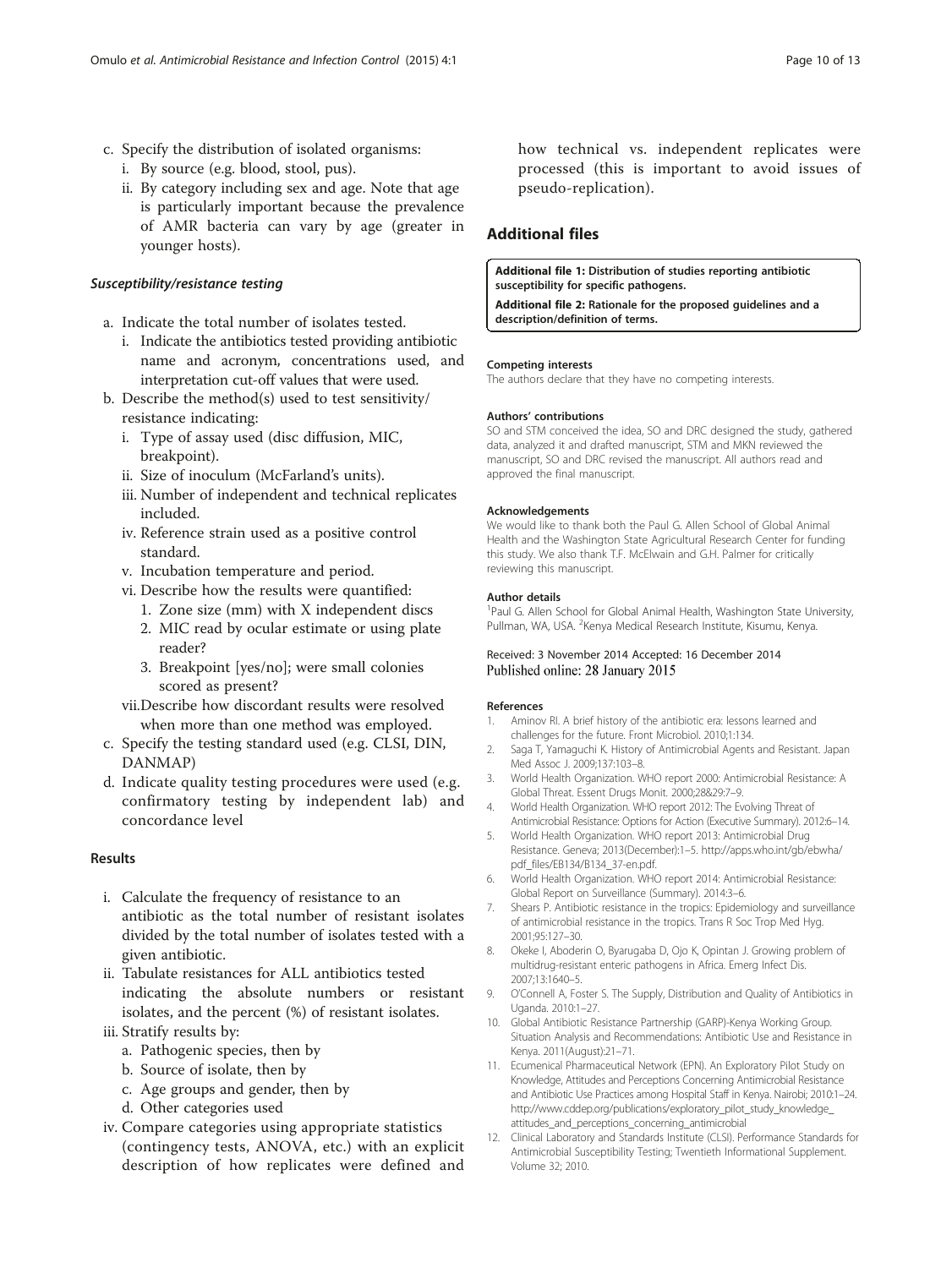c. Specify the distribution of isolated organisms:
   i. By source (e.g. blood, stool, pus).
   ii. By category including sex and age. Note that age is particularly important because the prevalence of AMR bacteria can vary by age (greater in younger hosts).

#### *Susceptibility/resistance testing*

a. Indicate the total number of isolates tested.
   i. Indicate the antibiotics tested providing antibiotic name and acronym, concentrations used, and interpretation cut-off values that were used.
b. Describe the method(s) used to test sensitivity/ resistance indicating:
   i. Type of assay used (disc diffusion, MIC, breakpoint).
   ii. Size of inoculum (McFarland's units).
   iii. Number of independent and technical replicates included.
   iv. Reference strain used as a positive control standard.
   v. Incubation temperature and period.
   vi. Describe how the results were quantified:
      1. Zone size (mm) with X independent discs
      2. MIC read by ocular estimate or using plate reader?
      3. Breakpoint [yes/no]; were small colonies scored as present?
   vii. Describe how discordant results were resolved when more than one method was employed.
c. Specify the testing standard used (e.g. CLSI, DIN, DANMAP)
d. Indicate quality testing procedures were used (e.g. confirmatory testing by independent lab) and concordance level

### Results

i. Calculate the frequency of resistance to an antibiotic as the total number of resistant isolates divided by the total number of isolates tested with a given antibiotic.
ii. Tabulate resistances for ALL antibiotics tested indicating the absolute numbers or resistant isolates, and the percent (%) of resistant isolates.
iii. Stratify results by:
   a. Pathogenic species, then by
   b. Source of isolate, then by
   c. Age groups and gender, then by
   d. Other categories used
iv. Compare categories using appropriate statistics (contingency tests, ANOVA, etc.) with an explicit description of how replicates were defined and how technical vs. independent replicates were processed (this is important to avoid issues of pseudo-replication).

## Additional files

**Additional file 1: Distribution of studies reporting antibiotic susceptibility for specific pathogens.**

**Additional file 2: Rationale for the proposed guidelines and a description/definition of terms.**

#### Competing interests

The authors declare that they have no competing interests.

#### Authors' contributions

SO and STM conceived the idea, SO and DRC designed the study, gathered data, analyzed it and drafted manuscript, STM and MKN reviewed the manuscript, SO and DRC revised the manuscript. All authors read and approved the final manuscript.

#### Acknowledgements

We would like to thank both the Paul G. Allen School of Global Animal Health and the Washington State Agricultural Research Center for funding this study. We also thank T.F. McElwain and G.H. Palmer for critically reviewing this manuscript.

#### Author details

[1]Paul G. Allen School for Global Animal Health, Washington State University, Pullman, WA, USA. [2]Kenya Medical Research Institute, Kisumu, Kenya.

Received: 3 November 2014 Accepted: 16 December 2014
Published online: 28 January 2015

#### References

1. Aminov RI. A brief history of the antibiotic era: lessons learned and challenges for the future. Front Microbiol. 2010;1:134.
2. Saga T, Yamaguchi K. History of Antimicrobial Agents and Resistant. Japan Med Assoc J. 2009;137:103–8.
3. World Health Organization. WHO report 2000: Antimicrobial Resistance: A Global Threat. Essent Drugs Monit. 2000;28&29:7–9.
4. World Health Organization. WHO report 2012: The Evolving Threat of Antimicrobial Resistance: Options for Action (Executive Summary). 2012:6–14.
5. World Health Organization. WHO report 2013: Antimicrobial Drug Resistance. Geneva; 2013(December):1–5. http://apps.who.int/gb/ebwha/pdf_files/EB134/B134_37-en.pdf.
6. World Health Organization. WHO report 2014: Antimicrobial Resistance: Global Report on Surveillance (Summary). 2014:3–6.
7. Shears P. Antibiotic resistance in the tropics: Epidemiology and surveillance of antimicrobial resistance in the tropics. Trans R Soc Trop Med Hyg. 2001;95:127–30.
8. Okeke I, Aboderin O, Byarugaba D, Ojo K, Opintan J. Growing problem of multidrug-resistant enteric pathogens in Africa. Emerg Infect Dis. 2007;13:1640–5.
9. O'Connell A, Foster S. The Supply, Distribution and Quality of Antibiotics in Uganda. 2010:1–27.
10. Global Antibiotic Resistance Partnership (GARP)-Kenya Working Group. Situation Analysis and Recommendations: Antibiotic Use and Resistance in Kenya. 2011(August):21–71.
11. Ecumenical Pharmaceutical Network (EPN). An Exploratory Pilot Study on Knowledge, Attitudes and Perceptions Concerning Antimicrobial Resistance and Antibiotic Use Practices among Hospital Staff in Kenya. Nairobi; 2010:1–24. http://www.cddep.org/publications/exploratory_pilot_study_knowledge_attitudes_and_perceptions_concerning_antimicrobial
12. Clinical Laboratory and Standards Institute (CLSI). Performance Standards for Antimicrobial Susceptibility Testing; Twentieth Informational Supplement. Volume 32; 2010.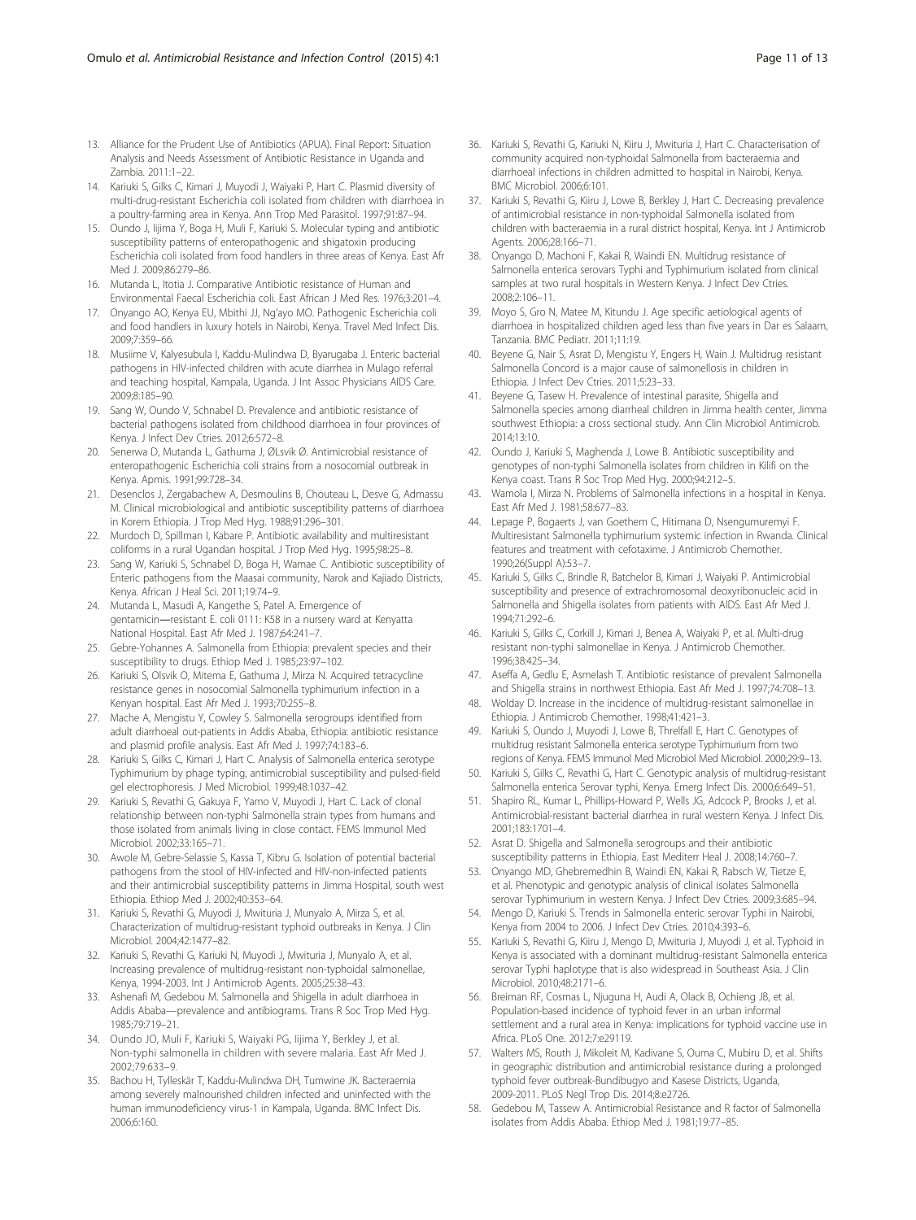13. Alliance for the Prudent Use of Antibiotics (APUA). Final Report: Situation Analysis and Needs Assessment of Antibiotic Resistance in Uganda and Zambia. 2011:1–22.
14. Kariuki S, Gilks C, Kimari J, Muyodi J, Waiyaki P, Hart C. Plasmid diversity of multi-drug-resistant Escherichia coli isolated from children with diarrhoea in a poultry-farming area in Kenya. Ann Trop Med Parasitol. 1997;91:87–94.
15. Oundo J, Iijima Y, Boga H, Muli F, Kariuki S. Molecular typing and antibiotic susceptibility patterns of enteropathogenic and shigatoxin producing Escherichia coli isolated from food handlers in three areas of Kenya. East Afr Med J. 2009;86:279–86.
16. Mutanda L, Itotia J. Comparative Antibiotic resistance of Human and Environmental Faecal Escherichia coli. East African J Med Res. 1976;3:201–4.
17. Onyango AO, Kenya EU, Mbithi JJ, Ng'ayo MO. Pathogenic Escherichia coli and food handlers in luxury hotels in Nairobi, Kenya. Travel Med Infect Dis. 2009;7:359–66.
18. Musiime V, Kalyesubula I, Kaddu-Mulindwa D, Byarugaba J. Enteric bacterial pathogens in HIV-infected children with acute diarrhea in Mulago referral and teaching hospital, Kampala, Uganda. J Int Assoc Physicians AIDS Care. 2009;8:185–90.
19. Sang W, Oundo V, Schnabel D. Prevalence and antibiotic resistance of bacterial pathogens isolated from childhood diarrhoea in four provinces of Kenya. J Infect Dev Ctries. 2012;6:572–8.
20. Senerwa D, Mutanda L, Gathuma J, ØLsvik Ø. Antimicrobial resistance of enteropathogenic Escherichia coli strains from a nosocomial outbreak in Kenya. Apmis. 1991;99:728–34.
21. Desenclos J, Zergabachew A, Desmoulins B, Chouteau L, Desve G, Admassu M. Clinical microbiological and antibiotic susceptibility patterns of diarrhoea in Korem Ethiopia. J Trop Med Hyg. 1988;91:296–301.
22. Murdoch D, Spillman I, Kabare P. Antibiotic availability and multiresistant coliforms in a rural Ugandan hospital. J Trop Med Hyg. 1995;98:25–8.
23. Sang W, Kariuki S, Schnabel D, Boga H, Wamae C. Antibiotic susceptibility of Enteric pathogens from the Maasai community, Narok and Kajiado Districts, Kenya. African J Heal Sci. 2011;19:74–9.
24. Mutanda L, Masudi A, Kangethe S, Patel A. Emergence of gentamicin—resistant E. coli 0111: K58 in a nursery ward at Kenyatta National Hospital. East Afr Med J. 1987;64:241–7.
25. Gebre-Yohannes A. Salmonella from Ethiopia: prevalent species and their susceptibility to drugs. Ethiop Med J. 1985;23:97–102.
26. Kariuki S, Olsvik O, Mitema E, Gathuma J, Mirza N. Acquired tetracycline resistance genes in nosocomial Salmonella typhimurium infection in a Kenyan hospital. East Afr Med J. 1993;70:255–8.
27. Mache A, Mengistu Y, Cowley S. Salmonella serogroups identified from adult diarrhoeal out-patients in Addis Ababa, Ethiopia: antibiotic resistance and plasmid profile analysis. East Afr Med J. 1997;74:183–6.
28. Kariuki S, Gilks C, Kimari J, Hart C. Analysis of Salmonella enterica serotype Typhimurium by phage typing, antimicrobial susceptibility and pulsed-field gel electrophoresis. J Med Microbiol. 1999;48:1037–42.
29. Kariuki S, Revathi G, Gakuya F, Yamo V, Muyodi J, Hart C. Lack of clonal relationship between non-typhi Salmonella strain types from humans and those isolated from animals living in close contact. FEMS Immunol Med Microbiol. 2002;33:165–71.
30. Awole M, Gebre-Selassie S, Kassa T, Kibru G. Isolation of potential bacterial pathogens from the stool of HIV-infected and HIV-non-infected patients and their antimicrobial susceptibility patterns in Jimma Hospital, south west Ethiopia. Ethiop Med J. 2002;40:353–64.
31. Kariuki S, Revathi G, Muyodi J, Mwituria J, Munyalo A, Mirza S, et al. Characterization of multidrug-resistant typhoid outbreaks in Kenya. J Clin Microbiol. 2004;42:1477–82.
32. Kariuki S, Revathi G, Kariuki N, Muyodi J, Mwituria J, Munyalo A, et al. Increasing prevalence of multidrug-resistant non-typhoidal salmonellae, Kenya, 1994-2003. Int J Antimicrob Agents. 2005;25:38–43.
33. Ashenafi M, Gedebou M. Salmonella and Shigella in adult diarrhoea in Addis Ababa—prevalence and antibiograms. Trans R Soc Trop Med Hyg. 1985;79:719–21.
34. Oundo JO, Muli F, Kariuki S, Waiyaki PG, Iijima Y, Berkley J, et al. Non-typhi salmonella in children with severe malaria. East Afr Med J. 2002;79:633–9.
35. Bachou H, Tylleskär T, Kaddu-Mulindwa DH, Tumwine JK. Bacteraemia among severely malnourished children infected and uninfected with the human immunodeficiency virus-1 in Kampala, Uganda. BMC Infect Dis. 2006;6:160.
36. Kariuki S, Revathi G, Kariuki N, Kiiru J, Mwituria J, Hart C. Characterisation of community acquired non-typhoidal Salmonella from bacteraemia and diarrhoeal infections in children admitted to hospital in Nairobi, Kenya. BMC Microbiol. 2006;6:101.
37. Kariuki S, Revathi G, Kiiru J, Lowe B, Berkley J, Hart C. Decreasing prevalence of antimicrobial resistance in non-typhoidal Salmonella isolated from children with bacteraemia in a rural district hospital, Kenya. Int J Antimicrob Agents. 2006;28:166–71.
38. Onyango D, Machoni F, Kakai R, Waindi EN. Multidrug resistance of Salmonella enterica serovars Typhi and Typhimurium isolated from clinical samples at two rural hospitals in Western Kenya. J Infect Dev Ctries. 2008;2:106–11.
39. Moyo S, Gro N, Matee M, Kitundu J. Age specific aetiological agents of diarrhoea in hospitalized children aged less than five years in Dar es Salaam, Tanzania. BMC Pediatr. 2011;11:19.
40. Beyene G, Nair S, Asrat D, Mengistu Y, Engers H, Wain J. Multidrug resistant Salmonella Concord is a major cause of salmonellosis in children in Ethiopia. J Infect Dev Ctries. 2011;5:23–33.
41. Beyene G, Tasew H. Prevalence of intestinal parasite, Shigella and Salmonella species among diarrheal children in Jimma health center, Jimma southwest Ethiopia: a cross sectional study. Ann Clin Microbiol Antimicrob. 2014;13:10.
42. Oundo J, Kariuki S, Maghenda J, Lowe B. Antibiotic susceptibility and genotypes of non-typhi Salmonella isolates from children in Kilifi on the Kenya coast. Trans R Soc Trop Med Hyg. 2000;94:212–5.
43. Wamola I, Mirza N. Problems of Salmonella infections in a hospital in Kenya. East Afr Med J. 1981;58:677–83.
44. Lepage P, Bogaerts J, van Goethem C, Hitimana D, Nsengumuremyi F. Multiresistant Salmonella typhimurium systemic infection in Rwanda. Clinical features and treatment with cefotaxime. J Antimicrob Chemother. 1990;26(Suppl A):53–7.
45. Kariuki S, Gilks C, Brindle R, Batchelor B, Kimari J, Waiyaki P. Antimicrobial susceptibility and presence of extrachromosomal deoxyribonucleic acid in Salmonella and Shigella isolates from patients with AIDS. East Afr Med J. 1994;71:292–6.
46. Kariuki S, Gilks C, Corkill J, Kimari J, Benea A, Waiyaki P, et al. Multi-drug resistant non-typhi salmonellae in Kenya. J Antimicrob Chemother. 1996;38:425–34.
47. Aseffa A, Gedlu E, Asmelash T. Antibiotic resistance of prevalent Salmonella and Shigella strains in northwest Ethiopia. East Afr Med J. 1997;74:708–13.
48. Wolday D. Increase in the incidence of multidrug-resistant salmonellae in Ethiopia. J Antimicrob Chemother. 1998;41:421–3.
49. Kariuki S, Oundo J, Muyodi J, Lowe B, Threlfall E, Hart C. Genotypes of multidrug resistant Salmonella enterica serotype Typhimurium from two regions of Kenya. FEMS Immunol Med Microbiol Med Microbiol. 2000;29:9–13.
50. Kariuki S, Gilks C, Revathi G, Hart C. Genotypic analysis of multidrug-resistant Salmonella enterica Serovar typhi, Kenya. Emerg Infect Dis. 2000;6:649–51.
51. Shapiro RL, Kumar L, Phillips-Howard P, Wells JG, Adcock P, Brooks J, et al. Antimicrobial-resistant bacterial diarrhea in rural western Kenya. J Infect Dis. 2001;183:1701–4.
52. Asrat D. Shigella and Salmonella serogroups and their antibiotic susceptibility patterns in Ethiopia. East Mediterr Heal J. 2008;14:760–7.
53. Onyango MD, Ghebremedhin B, Waindi EN, Kakai R, Rabsch W, Tietze E, et al. Phenotypic and genotypic analysis of clinical isolates Salmonella serovar Typhimurium in western Kenya. J Infect Dev Ctries. 2009;3:685–94.
54. Mengo D, Kariuki S. Trends in Salmonella enteric serovar Typhi in Nairobi, Kenya from 2004 to 2006. J Infect Dev Ctries. 2010;4:393–6.
55. Kariuki S, Revathi G, Kiiru J, Mengo D, Mwituria J, Muyodi J, et al. Typhoid in Kenya is associated with a dominant multidrug-resistant Salmonella enterica serovar Typhi haplotype that is also widespread in Southeast Asia. J Clin Microbiol. 2010;48:2171–6.
56. Breiman RF, Cosmas L, Njuguna H, Audi A, Olack B, Ochieng JB, et al. Population-based incidence of typhoid fever in an urban informal settlement and a rural area in Kenya: implications for typhoid vaccine use in Africa. PLoS One. 2012;7:e29119.
57. Walters MS, Routh J, Mikoleit M, Kadivane S, Ouma C, Mubiru D, et al. Shifts in geographic distribution and antimicrobial resistance during a prolonged typhoid fever outbreak-Bundibugyo and Kasese Districts, Uganda, 2009-2011. PLoS Negl Trop Dis. 2014;8:e2726.
58. Gedebou M, Tassew A. Antimicrobial Resistance and R factor of Salmonella isolates from Addis Ababa. Ethiop Med J. 1981;19:77–85.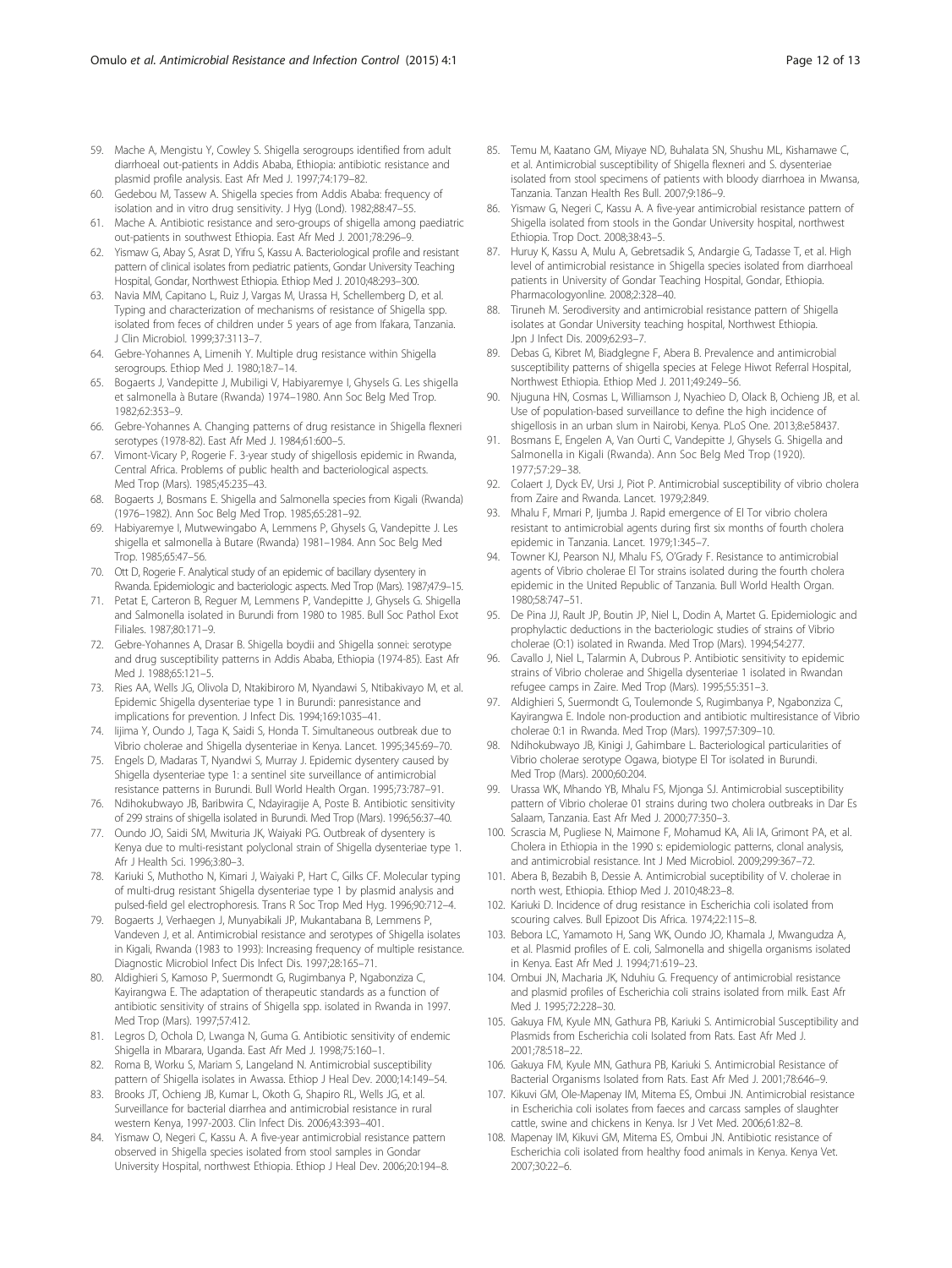59. Mache A, Mengistu Y, Cowley S. Shigella serogroups identified from adult diarrhoeal out-patients in Addis Ababa, Ethiopia: antibiotic resistance and plasmid profile analysis. East Afr Med J. 1997;74:179–82.
60. Gedebou M, Tassew A. Shigella species from Addis Ababa: frequency of isolation and in vitro drug sensitivity. J Hyg (Lond). 1982;88:47–55.
61. Mache A. Antibiotic resistance and sero-groups of shigella among paediatric out-patients in southwest Ethiopia. East Afr Med J. 2001;78:296–9.
62. Yismaw G, Abay S, Asrat D, Yifru S, Kassu A. Bacteriological profile and resistant pattern of clinical isolates from pediatric patients, Gondar University Teaching Hospital, Gondar, Northwest Ethiopia. Ethiop Med J. 2010;48:293–300.
63. Navia MM, Capitano L, Ruiz J, Vargas M, Urassa H, Schellemberg D, et al. Typing and characterization of mechanisms of resistance of Shigella spp. isolated from feces of children under 5 years of age from Ifakara, Tanzania. J Clin Microbiol. 1999;37:3113–7.
64. Gebre-Yohannes A, Limenih Y. Multiple drug resistance within Shigella serogroups. Ethiop Med J. 1980;18:7–14.
65. Bogaerts J, Vandepitte J, Mubiligi V, Habiyaremye I, Ghysels G. Les shigella et salmonella à Butare (Rwanda) 1974–1980. Ann Soc Belg Med Trop. 1982;62:353–9.
66. Gebre-Yohannes A. Changing patterns of drug resistance in Shigella flexneri serotypes (1978-82). East Afr Med J. 1984;61:600–5.
67. Vimont-Vicary P, Rogerie F. 3-year study of shigellosis epidemic in Rwanda, Central Africa. Problems of public health and bacteriological aspects. Med Trop (Mars). 1985;45:235–43.
68. Bogaerts J, Bosmans E. Shigella and Salmonella species from Kigali (Rwanda) (1976–1982). Ann Soc Belg Med Trop. 1985;65:281–92.
69. Habiyaremye I, Mutwewingabo A, Lemmens P, Ghysels G, Vandepitte J. Les shigella et salmonella à Butare (Rwanda) 1981–1984. Ann Soc Belg Med Trop. 1985;65:47–56.
70. Ott D, Rogerie F. Analytical study of an epidemic of bacillary dysentery in Rwanda. Epidemiologic and bacteriologic aspects. Med Trop (Mars). 1987;47:9–15.
71. Petat E, Carteron B, Reguer M, Lemmens P, Vandepitte J, Ghysels G. Shigella and Salmonella isolated in Burundi from 1980 to 1985. Bull Soc Pathol Exot Filiales. 1987;80:171–9.
72. Gebre-Yohannes A, Drasar B. Shigella boydii and Shigella sonnei: serotype and drug susceptibility patterns in Addis Ababa, Ethiopia (1974-85). East Afr Med J. 1988;65:121–5.
73. Ries AA, Wells JG, Olivola D, Ntakibiroro M, Nyandawi S, Ntibakivayo M, et al. Epidemic Shigella dysenteriae type 1 in Burundi: panresistance and implications for prevention. J Infect Dis. 1994;169:1035–41.
74. Iijima Y, Oundo J, Taga K, Saidi S, Honda T. Simultaneous outbreak due to Vibrio cholerae and Shigella dysenteriae in Kenya. Lancet. 1995;345:69–70.
75. Engels D, Madaras T, Nyandwi S, Murray J. Epidemic dysentery caused by Shigella dysenteriae type 1: a sentinel site surveillance of antimicrobial resistance patterns in Burundi. Bull World Health Organ. 1995;73:787–91.
76. Ndihokubwayo JB, Baribwira C, Ndayiragije A, Poste B. Antibiotic sensitivity of 299 strains of shigella isolated in Burundi. Med Trop (Mars). 1996;56:37–40.
77. Oundo JO, Saidi SM, Mwituria JK, Waiyaki PG. Outbreak of dysentery is Kenya due to multi-resistant polyclonal strain of Shigella dysenteriae type 1. Afr J Health Sci. 1996;3:80–3.
78. Kariuki S, Muthotho N, Kimari J, Waiyaki P, Hart C, Gilks CF. Molecular typing of multi-drug resistant Shigella dysenteriae type 1 by plasmid analysis and pulsed-field gel electrophoresis. Trans R Soc Trop Med Hyg. 1996;90:712–4.
79. Bogaerts J, Verhaegen J, Munyabikali JP, Mukantabana B, Lemmens P, Vandeven J, et al. Antimicrobial resistance and serotypes of Shigella isolates in Kigali, Rwanda (1983 to 1993): Increasing frequency of multiple resistance. Diagnostic Microbiol Infect Dis Infect Dis. 1997;28:165–71.
80. Aldighieri S, Kamoso P, Suermondt G, Rugimbanya P, Ngabonziza C, Kayirangwa E. The adaptation of therapeutic standards as a function of antibiotic sensitivity of strains of Shigella spp. isolated in Rwanda in 1997. Med Trop (Mars). 1997;57:412.
81. Legros D, Ochola D, Lwanga N, Guma G. Antibiotic sensitivity of endemic Shigella in Mbarara, Uganda. East Afr Med J. 1998;75:160–1.
82. Roma B, Worku S, Mariam S, Langeland N. Antimicrobial susceptibility pattern of Shigella isolates in Awassa. Ethiop J Heal Dev. 2000;14:149–54.
83. Brooks JT, Ochieng JB, Kumar L, Okoth G, Shapiro RL, Wells JG, et al. Surveillance for bacterial diarrhea and antimicrobial resistance in rural western Kenya, 1997-2003. Clin Infect Dis. 2006;43:393–401.
84. Yismaw O, Negeri C, Kassu A. A five-year antimicrobial resistance pattern observed in Shigella species isolated from stool samples in Gondar University Hospital, northwest Ethiopia. Ethiop J Heal Dev. 2006;20:194–8.
85. Temu M, Kaatano GM, Miyaye ND, Buhalata SN, Shushu ML, Kishamawe C, et al. Antimicrobial susceptibility of Shigella flexneri and S. dysenteriae isolated from stool specimens of patients with bloody diarrhoea in Mwansa, Tanzania. Tanzan Health Res Bull. 2007;9:186–9.
86. Yismaw G, Negeri C, Kassu A. A five-year antimicrobial resistance pattern of Shigella isolated from stools in the Gondar University hospital, northwest Ethiopia. Trop Doct. 2008;38:43–5.
87. Huruy K, Kassu A, Mulu A, Gebretsadik S, Andargie G, Tadasse T, et al. High level of antimicrobial resistance in Shigella species isolated from diarrhoeal patients in University of Gondar Teaching Hospital, Gondar, Ethiopia. Pharmacologyonline. 2008;2:328–40.
88. Tiruneh M. Serodiversity and antimicrobial resistance pattern of Shigella isolates at Gondar University teaching hospital, Northwest Ethiopia. Jpn J Infect Dis. 2009;62:93–7.
89. Debas G, Kibret M, Biadglegne F, Abera B. Prevalence and antimicrobial susceptibility patterns of shigella species at Felege Hiwot Referral Hospital, Northwest Ethiopia. Ethiop Med J. 2011;49:249–56.
90. Njuguna HN, Cosmas L, Williamson J, Nyachieo D, Olack B, Ochieng JB, et al. Use of population-based surveillance to define the high incidence of shigellosis in an urban slum in Nairobi, Kenya. PLoS One. 2013;8:e58437.
91. Bosmans E, Engelen A, Van Ourti C, Vandepitte J, Ghysels G. Shigella and Salmonella in Kigali (Rwanda). Ann Soc Belg Med Trop (1920). 1977;57:29–38.
92. Colaert J, Dyck EV, Ursi J, Piot P. Antimicrobial susceptibility of vibrio cholera from Zaire and Rwanda. Lancet. 1979;2:849.
93. Mhalu F, Mmari P, Ijumba J. Rapid emergence of El Tor vibrio cholera resistant to antimicrobial agents during first six months of fourth cholera epidemic in Tanzania. Lancet. 1979;1:345–7.
94. Towner KJ, Pearson NJ, Mhalu FS, O'Grady F. Resistance to antimicrobial agents of Vibrio cholerae El Tor strains isolated during the fourth cholera epidemic in the United Republic of Tanzania. Bull World Health Organ. 1980;58:747–51.
95. De Pina JJ, Rault JP, Boutin JP, Niel L, Dodin A, Martet G. Epidemiologic and prophylactic deductions in the bacteriologic studies of strains of Vibrio cholerae (O:1) isolated in Rwanda. Med Trop (Mars). 1994;54:277.
96. Cavallo J, Niel L, Talarmin A, Dubrous P. Antibiotic sensitivity to epidemic strains of Vibrio cholerae and Shigella dysenteriae 1 isolated in Rwandan refugee camps in Zaire. Med Trop (Mars). 1995;55:351–3.
97. Aldighieri S, Suermondt G, Toulemonde S, Rugimbanya P, Ngabonziza C, Kayirangwa E. Indole non-production and antibiotic multiresistance of Vibrio cholerae 0:1 in Rwanda. Med Trop (Mars). 1997;57:309–10.
98. Ndihokubwayo JB, Kinigi J, Gahimbare L. Bacteriological particularities of Vibrio cholerae serotype Ogawa, biotype El Tor isolated in Burundi. Med Trop (Mars). 2000;60:204.
99. Urassa WK, Mhando YB, Mhalu FS, Mjonga SJ. Antimicrobial susceptibility pattern of Vibrio cholerae 01 strains during two cholera outbreaks in Dar Es Salaam, Tanzania. East Afr Med J. 2000;77:350–3.
100. Scrascia M, Pugliese N, Maimone F, Mohamud KA, Ali IA, Grimont PA, et al. Cholera in Ethiopia in the 1990 s: epidemiologic patterns, clonal analysis, and antimicrobial resistance. Int J Med Microbiol. 2009;299:367–72.
101. Abera B, Bezabih B, Dessie A. Antimicrobial suceptibility of V. cholerae in north west, Ethiopia. Ethiop Med J. 2010;48:23–8.
102. Kariuki D. Incidence of drug resistance in Escherichia coli isolated from scouring calves. Bull Epizoot Dis Africa. 1974;22:115–8.
103. Bebora LC, Yamamoto H, Sang WK, Oundo JO, Khamala J, Mwangudza A, et al. Plasmid profiles of E. coli, Salmonella and shigella organisms isolated in Kenya. East Afr Med J. 1994;71:619–23.
104. Ombui JN, Macharia JK, Nduhiu G. Frequency of antimicrobial resistance and plasmid profiles of Escherichia coli strains isolated from milk. East Afr Med J. 1995;72:228–30.
105. Gakuya FM, Kyule MN, Gathura PB, Kariuki S. Antimicrobial Susceptibility and Plasmids from Escherichia coli Isolated from Rats. East Afr Med J. 2001;78:518–22.
106. Gakuya FM, Kyule MN, Gathura PB, Kariuki S. Antimicrobial Resistance of Bacterial Organisms Isolated from Rats. East Afr Med J. 2001;78:646–9.
107. Kikuvi GM, Ole-Mapenay IM, Mitema ES, Ombui JN. Antimicrobial resistance in Escherichia coli isolates from faeces and carcass samples of slaughter cattle, swine and chickens in Kenya. Isr J Vet Med. 2006;61:82–8.
108. Mapenay IM, Kikuvi GM, Mitema ES, Ombui JN. Antibiotic resistance of Escherichia coli isolated from healthy food animals in Kenya. Kenya Vet. 2007;30:22–6.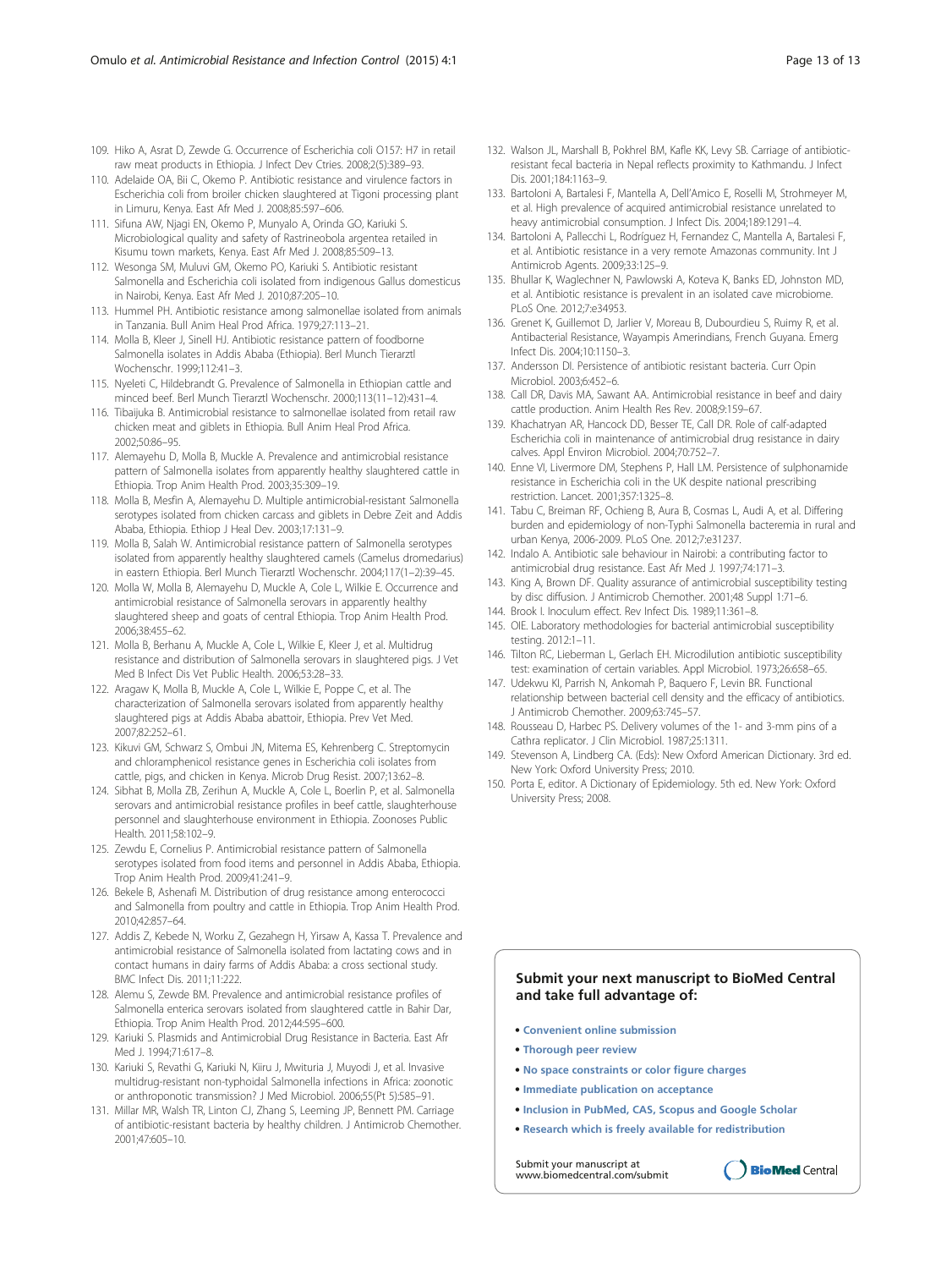109. Hiko A, Asrat D, Zewde G. Occurrence of Escherichia coli O157: H7 in retail raw meat products in Ethiopia. J Infect Dev Ctries. 2008;2(5):389–93.
110. Adelaide OA, Bii C, Okemo P. Antibiotic resistance and virulence factors in Escherichia coli from broiler chicken slaughtered at Tigoni processing plant in Limuru, Kenya. East Afr Med J. 2008;85:597–606.
111. Sifuna AW, Njagi EN, Okemo P, Munyalo A, Orinda GO, Kariuki S. Microbiological quality and safety of Rastrineobola argentea retailed in Kisumu town markets, Kenya. East Afr Med J. 2008;85:509–13.
112. Wesonga SM, Muluvi GM, Okemo PO, Kariuki S. Antibiotic resistant Salmonella and Escherichia coli isolated from indigenous Gallus domesticus in Nairobi, Kenya. East Afr Med J. 2010;87:205–10.
113. Hummel PH. Antibiotic resistance among salmonellae isolated from animals in Tanzania. Bull Anim Heal Prod Africa. 1979;27:113–21.
114. Molla B, Kleer J, Sinell HJ. Antibiotic resistance pattern of foodborne Salmonella isolates in Addis Ababa (Ethiopia). Berl Munch Tierarztl Wochenschr. 1999;112:41–3.
115. Nyeleti C, Hildebrandt G. Prevalence of Salmonella in Ethiopian cattle and minced beef. Berl Munch Tierarztl Wochenschr. 2000;113(11–12):431–4.
116. Tibaijuka B. Antimicrobial resistance to salmonellae isolated from retail raw chicken meat and giblets in Ethiopia. Bull Anim Heal Prod Africa. 2002;50:86–95.
117. Alemayehu D, Molla B, Muckle A. Prevalence and antimicrobial resistance pattern of Salmonella isolates from apparently healthy slaughtered cattle in Ethiopia. Trop Anim Health Prod. 2003;35:309–19.
118. Molla B, Mesfin A, Alemayehu D. Multiple antimicrobial-resistant Salmonella serotypes isolated from chicken carcass and giblets in Debre Zeit and Addis Ababa, Ethiopia. Ethiop J Heal Dev. 2003;17:131–9.
119. Molla B, Salah W. Antimicrobial resistance pattern of Salmonella serotypes isolated from apparently healthy slaughtered camels (Camelus dromedarius) in eastern Ethiopia. Berl Munch Tierarztl Wochenschr. 2004;117(1–2):39–45.
120. Molla W, Molla B, Alemayehu D, Muckle A, Cole L, Wilkie E. Occurrence and antimicrobial resistance of Salmonella serovars in apparently healthy slaughtered sheep and goats of central Ethiopia. Trop Anim Health Prod. 2006;38:455–62.
121. Molla B, Berhanu A, Muckle A, Cole L, Wilkie E, Kleer J, et al. Multidrug resistance and distribution of Salmonella serovars in slaughtered pigs. J Vet Med B Infect Dis Vet Public Health. 2006;53:28–33.
122. Aragaw K, Molla B, Muckle A, Cole L, Wilkie E, Poppe C, et al. The characterization of Salmonella serovars isolated from apparently healthy slaughtered pigs at Addis Ababa abattoir, Ethiopia. Prev Vet Med. 2007;82:252–61.
123. Kikuvi GM, Schwarz S, Ombui JN, Mitema ES, Kehrenberg C. Streptomycin and chloramphenicol resistance genes in Escherichia coli isolates from cattle, pigs, and chicken in Kenya. Microb Drug Resist. 2007;13:62–8.
124. Sibhat B, Molla ZB, Zerihun A, Muckle A, Cole L, Boerlin P, et al. Salmonella serovars and antimicrobial resistance profiles in beef cattle, slaughterhouse personnel and slaughterhouse environment in Ethiopia. Zoonoses Public Health. 2011;58:102–9.
125. Zewdu E, Cornelius P. Antimicrobial resistance pattern of Salmonella serotypes isolated from food items and personnel in Addis Ababa, Ethiopia. Trop Anim Health Prod. 2009;41:241–9.
126. Bekele B, Ashenafi M. Distribution of drug resistance among enterococci and Salmonella from poultry and cattle in Ethiopia. Trop Anim Health Prod. 2010;42:857–64.
127. Addis Z, Kebede N, Worku Z, Gezahegn H, Yirsaw A, Kassa T. Prevalence and antimicrobial resistance of Salmonella isolated from lactating cows and in contact humans in dairy farms of Addis Ababa: a cross sectional study. BMC Infect Dis. 2011;11:222.
128. Alemu S, Zewde BM. Prevalence and antimicrobial resistance profiles of Salmonella enterica serovars isolated from slaughtered cattle in Bahir Dar, Ethiopia. Trop Anim Health Prod. 2012;44:595–600.
129. Kariuki S. Plasmids and Antimicrobial Drug Resistance in Bacteria. East Afr Med J. 1994;71:617–8.
130. Kariuki S, Revathi G, Kariuki N, Kiiru J, Mwituria J, Muyodi J, et al. Invasive multidrug-resistant non-typhoidal Salmonella infections in Africa: zoonotic or anthroponotic transmission? J Med Microbiol. 2006;55(Pt 5):585–91.
131. Millar MR, Walsh TR, Linton CJ, Zhang S, Leeming JP, Bennett PM. Carriage of antibiotic-resistant bacteria by healthy children. J Antimicrob Chemother. 2001;47:605–10.
132. Walson JL, Marshall B, Pokhrel BM, Kafle KK, Levy SB. Carriage of antibiotic-resistant fecal bacteria in Nepal reflects proximity to Kathmandu. J Infect Dis. 2001;184:1163–9.
133. Bartoloni A, Bartalesi F, Mantella A, Dell'Amico E, Roselli M, Strohmeyer M, et al. High prevalence of acquired antimicrobial resistance unrelated to heavy antimicrobial consumption. J Infect Dis. 2004;189:1291–4.
134. Bartoloni A, Pallecchi L, Rodríguez H, Fernandez C, Mantella A, Bartalesi F, et al. Antibiotic resistance in a very remote Amazonas community. Int J Antimicrob Agents. 2009;33:125–9.
135. Bhullar K, Waglechner N, Pawlowski A, Koteva K, Banks ED, Johnston MD, et al. Antibiotic resistance is prevalent in an isolated cave microbiome. PLoS One. 2012;7:e34953.
136. Grenet K, Guillemot D, Jarlier V, Moreau B, Dubourdieu S, Ruimy R, et al. Antibacterial Resistance, Wayampis Amerindians, French Guyana. Emerg Infect Dis. 2004;10:1150–3.
137. Andersson DI. Persistence of antibiotic resistant bacteria. Curr Opin Microbiol. 2003;6:452–6.
138. Call DR, Davis MA, Sawant AA. Antimicrobial resistance in beef and dairy cattle production. Anim Health Res Rev. 2008;9:159–67.
139. Khachatryan AR, Hancock DD, Besser TE, Call DR. Role of calf-adapted Escherichia coli in maintenance of antimicrobial drug resistance in dairy calves. Appl Environ Microbiol. 2004;70:752–7.
140. Enne VI, Livermore DM, Stephens P, Hall LM. Persistence of sulphonamide resistance in Escherichia coli in the UK despite national prescribing restriction. Lancet. 2001;357:1325–8.
141. Tabu C, Breiman RF, Ochieng B, Aura B, Cosmas L, Audi A, et al. Differing burden and epidemiology of non-Typhi Salmonella bacteremia in rural and urban Kenya, 2006-2009. PLoS One. 2012;7:e31237.
142. Indalo A. Antibiotic sale behaviour in Nairobi: a contributing factor to antimicrobial drug resistance. East Afr Med J. 1997;74:171–3.
143. King A, Brown DF. Quality assurance of antimicrobial susceptibility testing by disc diffusion. J Antimicrob Chemother. 2001;48 Suppl 1:71–6.
144. Brook I. Inoculum effect. Rev Infect Dis. 1989;11:361–8.
145. OIE. Laboratory methodologies for bacterial antimicrobial susceptibility testing. 2012:1–11.
146. Tilton RC, Lieberman L, Gerlach EH. Microdilution antibiotic susceptibility test: examination of certain variables. Appl Microbiol. 1973;26:658–65.
147. Udekwu KI, Parrish N, Ankomah P, Baquero F, Levin BR. Functional relationship between bacterial cell density and the efficacy of antibiotics. J Antimicrob Chemother. 2009;63:745–57.
148. Rousseau D, Harbec PS. Delivery volumes of the 1- and 3-mm pins of a Cathra replicator. J Clin Microbiol. 1987;25:1311.
149. Stevenson A, Lindberg CA. (Eds): New Oxford American Dictionary. 3rd ed. New York: Oxford University Press; 2010.
150. Porta E, editor. A Dictionary of Epidemiology. 5th ed. New York: Oxford University Press; 2008.

**Submit your next manuscript to BioMed Central and take full advantage of:**

- Convenient online submission
- Thorough peer review
- No space constraints or color figure charges
- Immediate publication on acceptance
- Inclusion in PubMed, CAS, Scopus and Google Scholar
- Research which is freely available for redistribution

Submit your manuscript at www.biomedcentral.com/submit

BioMed Central